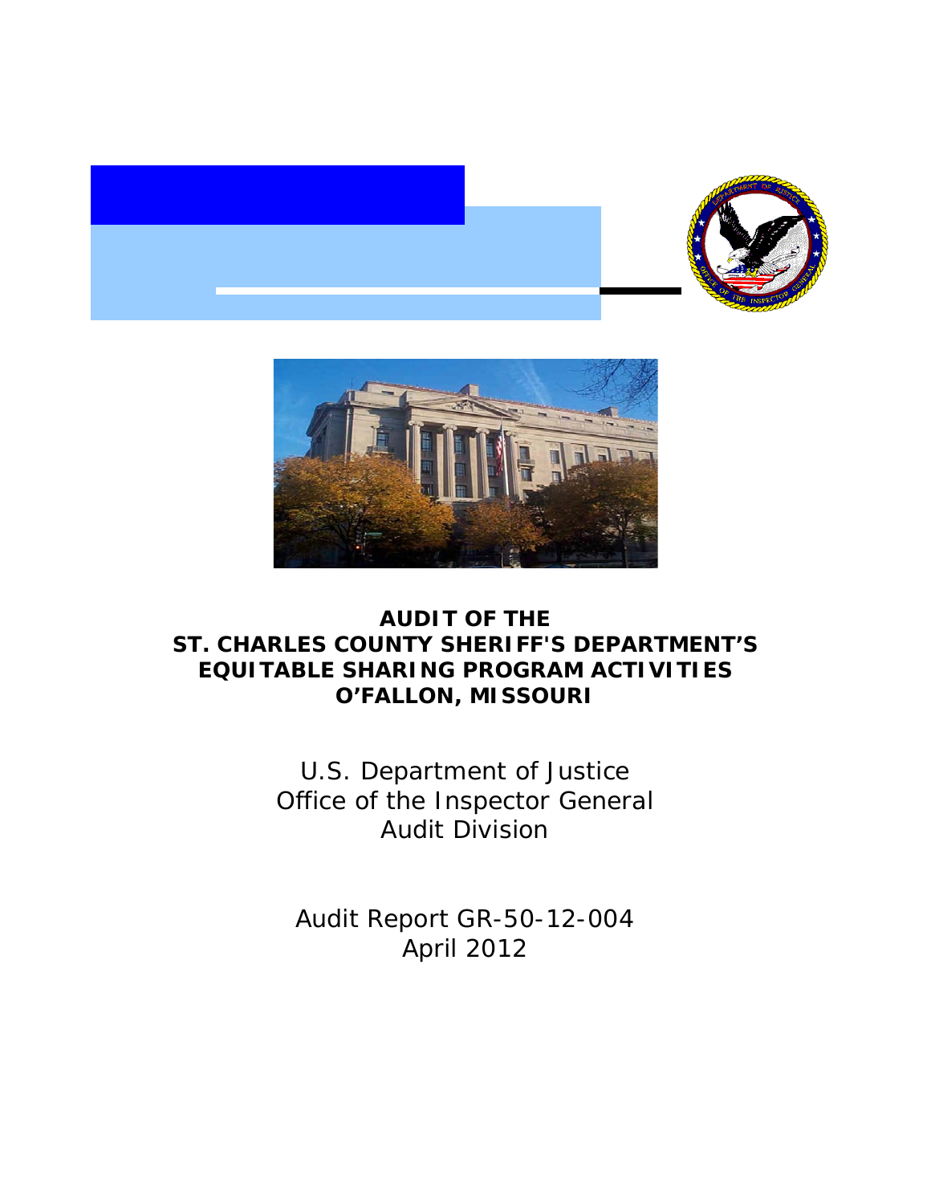# AUDIT OF THE ST. CHARLES COUNTY SHERIFF'S DEPARTMENT'S EQUITABLE SHARING PROGRAM ACTIVITIES O'FALLON, MISSOURI

U.S. Department of Justice
Office of the Inspector General
Audit Division

Audit Report GR-50-12-004
April 2012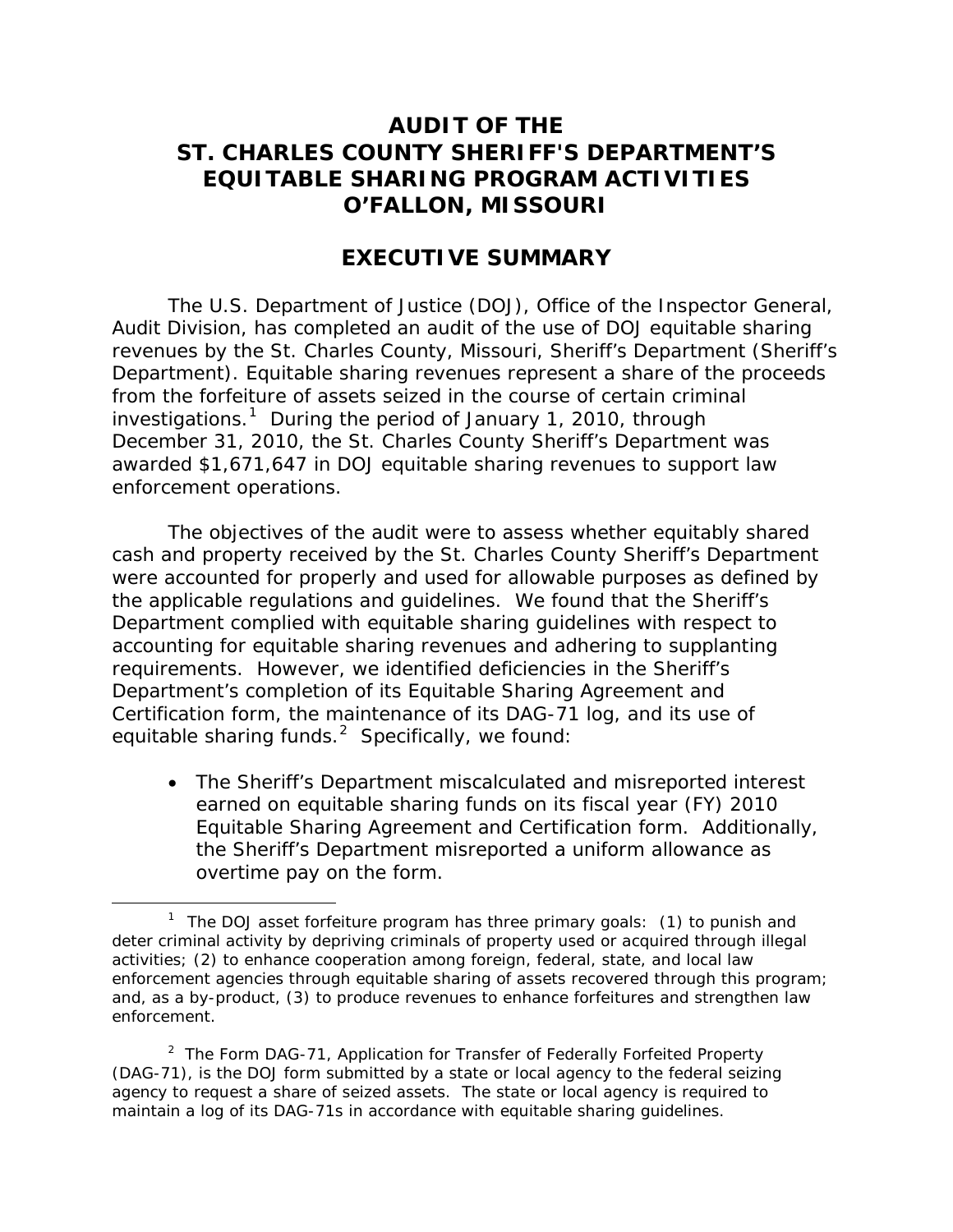# AUDIT OF THE ST. CHARLES COUNTY SHERIFF'S DEPARTMENT'S EQUITABLE SHARING PROGRAM ACTIVITIES O'FALLON, MISSOURI

## EXECUTIVE SUMMARY

The U.S. Department of Justice (DOJ), Office of the Inspector General, Audit Division, has completed an audit of the use of DOJ equitable sharing revenues by the St. Charles County, Missouri, Sheriff's Department (Sheriff's Department). Equitable sharing revenues represent a share of the proceeds from the forfeiture of assets seized in the course of certain criminal investigations.[1] During the period of January 1, 2010, through December 31, 2010, the St. Charles County Sheriff's Department was awarded $1,671,647 in DOJ equitable sharing revenues to support law enforcement operations.

The objectives of the audit were to assess whether equitably shared cash and property received by the St. Charles County Sheriff's Department were accounted for properly and used for allowable purposes as defined by the applicable regulations and guidelines. We found that the Sheriff's Department complied with equitable sharing guidelines with respect to accounting for equitable sharing revenues and adhering to supplanting requirements. However, we identified deficiencies in the Sheriff's Department's completion of its Equitable Sharing Agreement and Certification form, the maintenance of its DAG-71 log, and its use of equitable sharing funds.[2] Specifically, we found:

- The Sheriff's Department miscalculated and misreported interest earned on equitable sharing funds on its fiscal year (FY) 2010 Equitable Sharing Agreement and Certification form. Additionally, the Sheriff's Department misreported a uniform allowance as overtime pay on the form.

[1] The DOJ asset forfeiture program has three primary goals: (1) to punish and deter criminal activity by depriving criminals of property used or acquired through illegal activities; (2) to enhance cooperation among foreign, federal, state, and local law enforcement agencies through equitable sharing of assets recovered through this program; and, as a by-product, (3) to produce revenues to enhance forfeitures and strengthen law enforcement.

[2] The Form DAG-71, Application for Transfer of Federally Forfeited Property (DAG-71), is the DOJ form submitted by a state or local agency to the federal seizing agency to request a share of seized assets. The state or local agency is required to maintain a log of its DAG-71s in accordance with equitable sharing guidelines.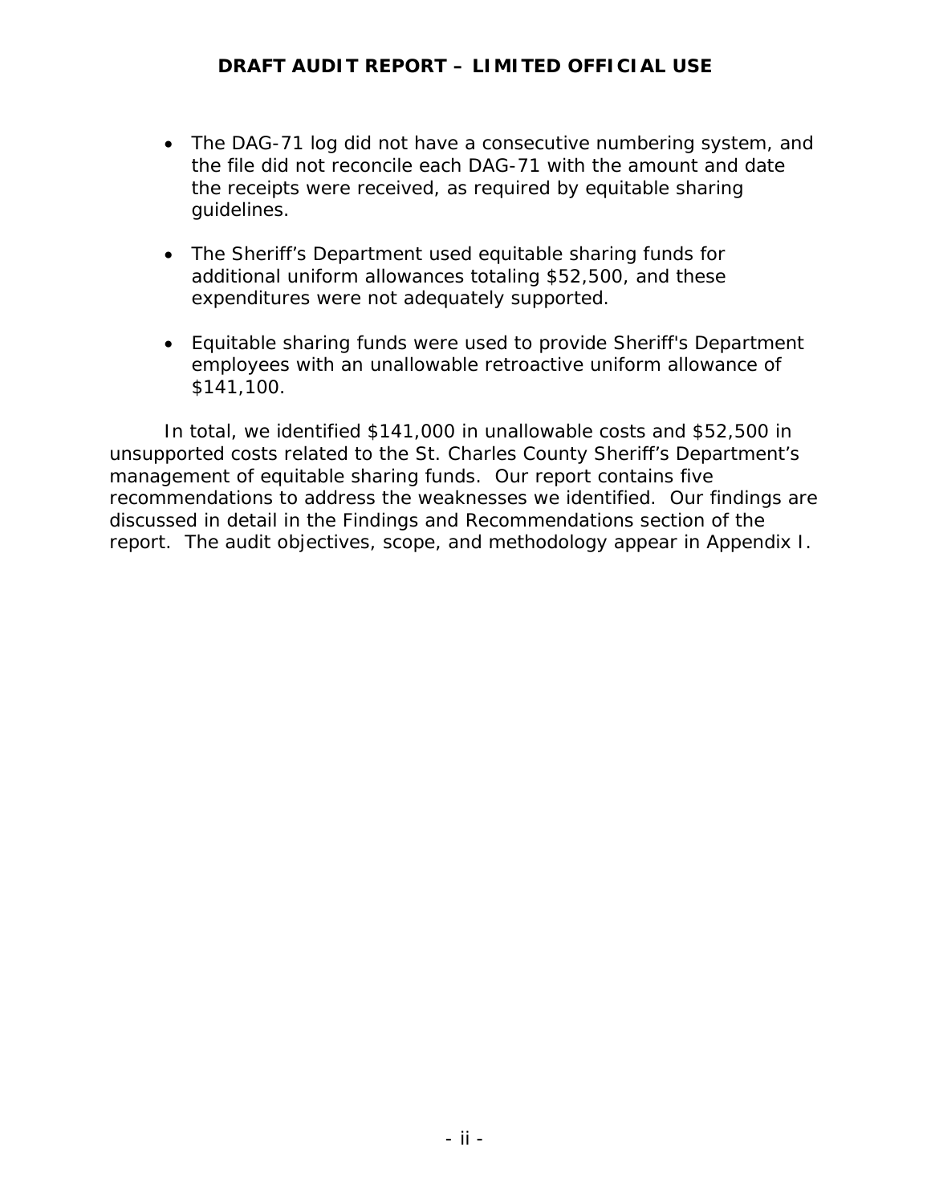- The DAG-71 log did not have a consecutive numbering system, and the file did not reconcile each DAG-71 with the amount and date the receipts were received, as required by equitable sharing guidelines.

- The Sheriff's Department used equitable sharing funds for additional uniform allowances totaling $52,500, and these expenditures were not adequately supported.

- Equitable sharing funds were used to provide Sheriff's Department employees with an unallowable retroactive uniform allowance of $141,100.

In total, we identified $141,000 in unallowable costs and $52,500 in unsupported costs related to the St. Charles County Sheriff's Department's management of equitable sharing funds. Our report contains five recommendations to address the weaknesses we identified. Our findings are discussed in detail in the Findings and Recommendations section of the report. The audit objectives, scope, and methodology appear in Appendix I.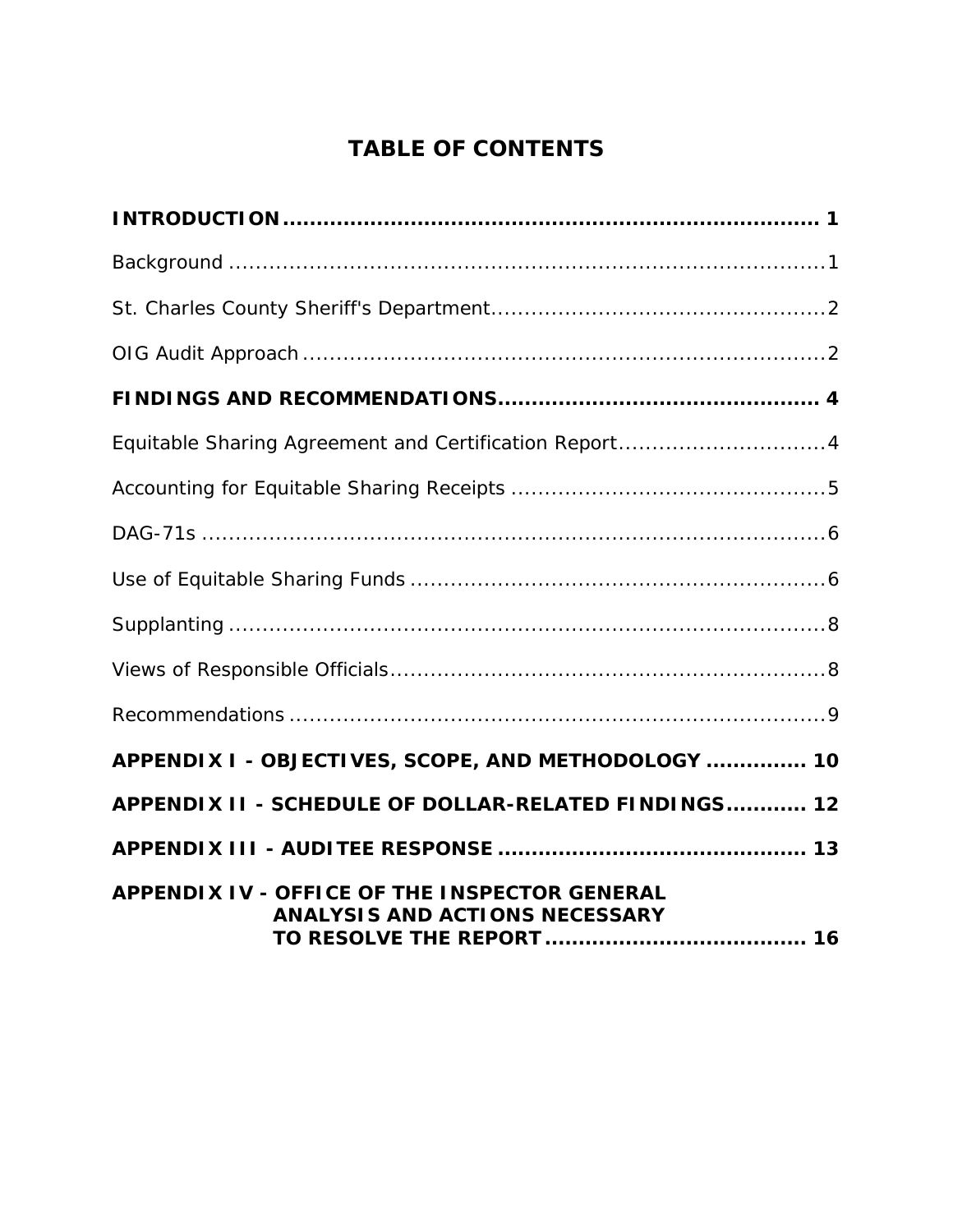# TABLE OF CONTENTS

**INTRODUCTION** ............................................................................. **1**

Background ........................................................................................1

St. Charles County Sheriff's Department..................................................2

OIG Audit Approach .............................................................................2

**FINDINGS AND RECOMMENDATIONS**............................................... **4**

Equitable Sharing Agreement and Certification Report...............................4

Accounting for Equitable Sharing Receipts ...............................................5

DAG-71s ............................................................................................6

Use of Equitable Sharing Funds ..............................................................6

Supplanting .........................................................................................8

Views of Responsible Officials.................................................................8

Recommendations ................................................................................9

**APPENDIX I - OBJECTIVES, SCOPE, AND METHODOLOGY .............. 10**

**APPENDIX II - SCHEDULE OF DOLLAR-RELATED FINDINGS............ 12**

**APPENDIX III - AUDITEE RESPONSE ............................................. 13**

**APPENDIX IV - OFFICE OF THE INSPECTOR GENERAL ANALYSIS AND ACTIONS NECESSARY TO RESOLVE THE REPORT...................................... 16**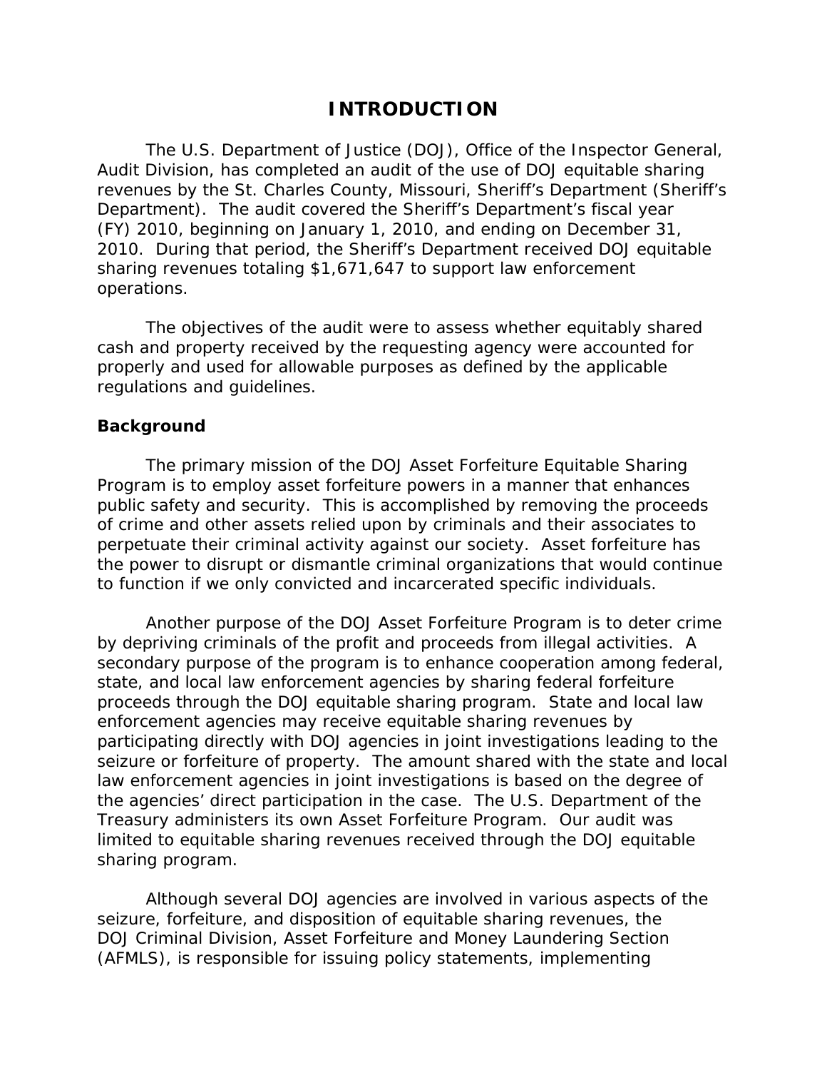# INTRODUCTION

The U.S. Department of Justice (DOJ), Office of the Inspector General, Audit Division, has completed an audit of the use of DOJ equitable sharing revenues by the St. Charles County, Missouri, Sheriff's Department (Sheriff's Department). The audit covered the Sheriff's Department's fiscal year (FY) 2010, beginning on January 1, 2010, and ending on December 31, 2010. During that period, the Sheriff's Department received DOJ equitable sharing revenues totaling $1,671,647 to support law enforcement operations.

The objectives of the audit were to assess whether equitably shared cash and property received by the requesting agency were accounted for properly and used for allowable purposes as defined by the applicable regulations and guidelines.

## Background

The primary mission of the DOJ Asset Forfeiture Equitable Sharing Program is to employ asset forfeiture powers in a manner that enhances public safety and security. This is accomplished by removing the proceeds of crime and other assets relied upon by criminals and their associates to perpetuate their criminal activity against our society. Asset forfeiture has the power to disrupt or dismantle criminal organizations that would continue to function if we only convicted and incarcerated specific individuals.

Another purpose of the DOJ Asset Forfeiture Program is to deter crime by depriving criminals of the profit and proceeds from illegal activities. A secondary purpose of the program is to enhance cooperation among federal, state, and local law enforcement agencies by sharing federal forfeiture proceeds through the DOJ equitable sharing program. State and local law enforcement agencies may receive equitable sharing revenues by participating directly with DOJ agencies in joint investigations leading to the seizure or forfeiture of property. The amount shared with the state and local law enforcement agencies in joint investigations is based on the degree of the agencies' direct participation in the case. The U.S. Department of the Treasury administers its own Asset Forfeiture Program. Our audit was limited to equitable sharing revenues received through the DOJ equitable sharing program.

Although several DOJ agencies are involved in various aspects of the seizure, forfeiture, and disposition of equitable sharing revenues, the DOJ Criminal Division, Asset Forfeiture and Money Laundering Section (AFMLS), is responsible for issuing policy statements, implementing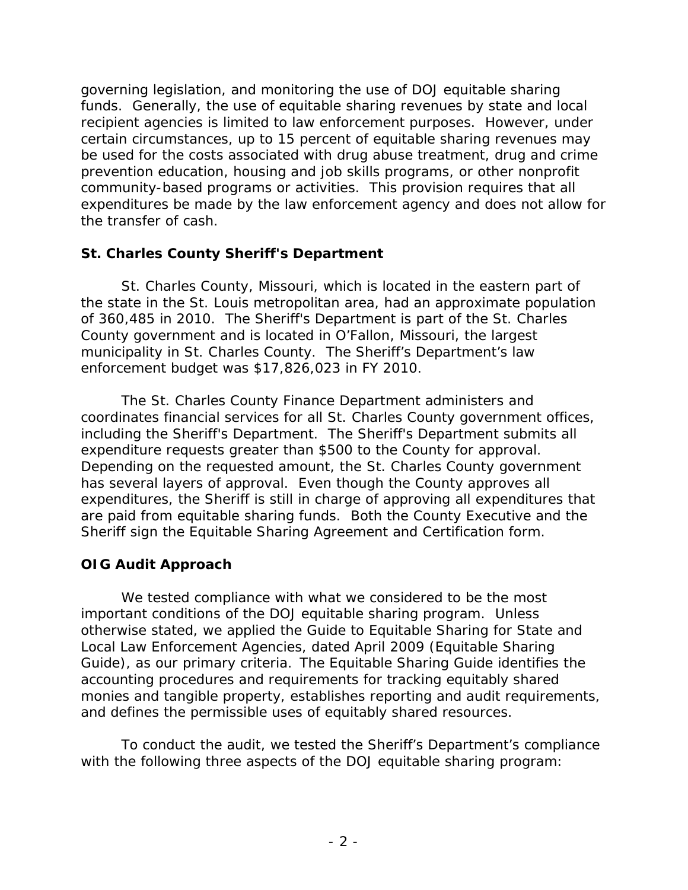governing legislation, and monitoring the use of DOJ equitable sharing funds. Generally, the use of equitable sharing revenues by state and local recipient agencies is limited to law enforcement purposes. However, under certain circumstances, up to 15 percent of equitable sharing revenues may be used for the costs associated with drug abuse treatment, drug and crime prevention education, housing and job skills programs, or other nonprofit community-based programs or activities. This provision requires that all expenditures be made by the law enforcement agency and does not allow for the transfer of cash.

### St. Charles County Sheriff's Department

St. Charles County, Missouri, which is located in the eastern part of the state in the St. Louis metropolitan area, had an approximate population of 360,485 in 2010. The Sheriff's Department is part of the St. Charles County government and is located in O'Fallon, Missouri, the largest municipality in St. Charles County. The Sheriff's Department's law enforcement budget was $17,826,023 in FY 2010.

The St. Charles County Finance Department administers and coordinates financial services for all St. Charles County government offices, including the Sheriff's Department. The Sheriff's Department submits all expenditure requests greater than $500 to the County for approval. Depending on the requested amount, the St. Charles County government has several layers of approval. Even though the County approves all expenditures, the Sheriff is still in charge of approving all expenditures that are paid from equitable sharing funds. Both the County Executive and the Sheriff sign the Equitable Sharing Agreement and Certification form.

### OIG Audit Approach

We tested compliance with what we considered to be the most important conditions of the DOJ equitable sharing program. Unless otherwise stated, we applied the Guide to Equitable Sharing for State and Local Law Enforcement Agencies, dated April 2009 (Equitable Sharing Guide), as our primary criteria. The Equitable Sharing Guide identifies the accounting procedures and requirements for tracking equitably shared monies and tangible property, establishes reporting and audit requirements, and defines the permissible uses of equitably shared resources.

To conduct the audit, we tested the Sheriff's Department's compliance with the following three aspects of the DOJ equitable sharing program: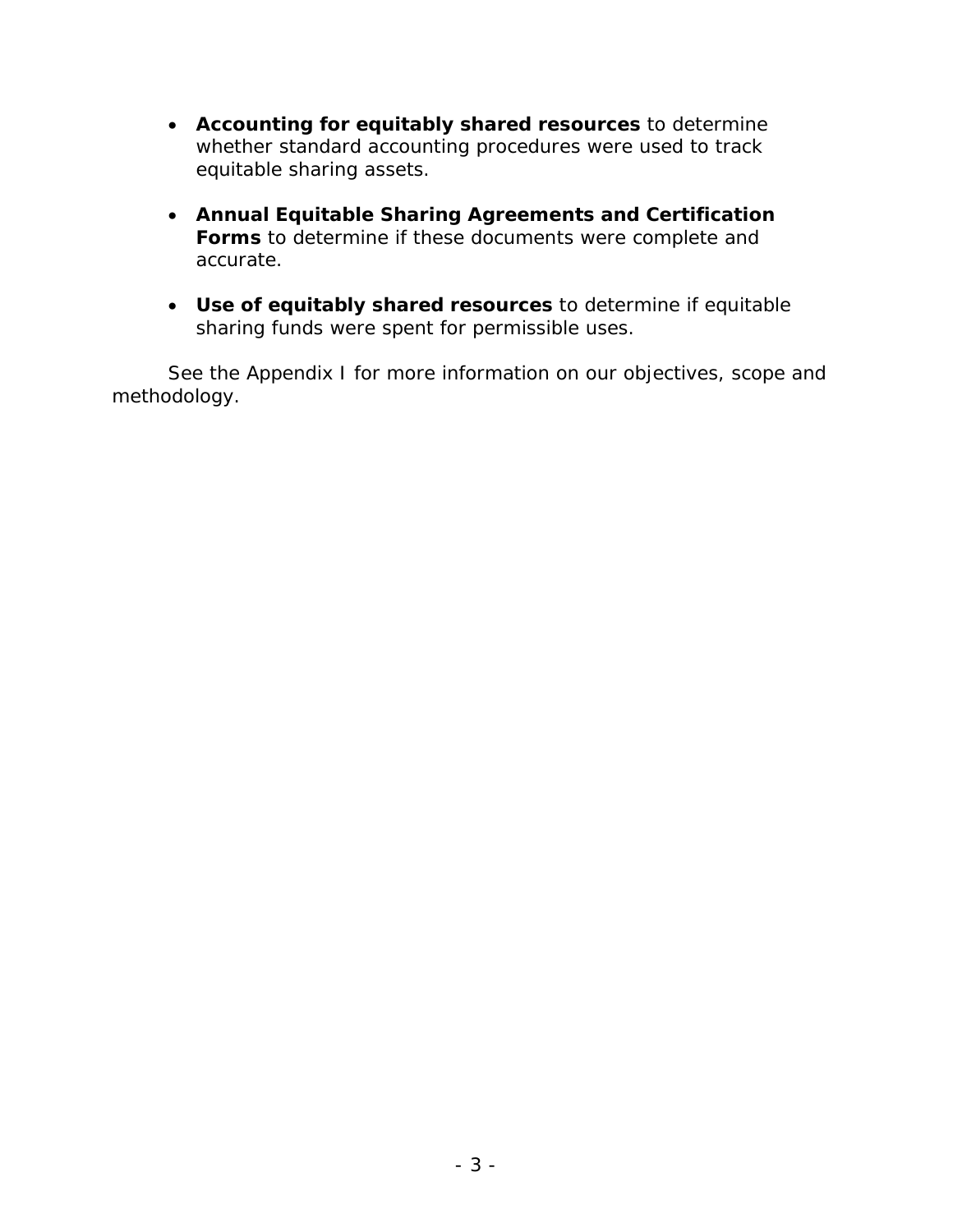- **Accounting for equitably shared resources** to determine whether standard accounting procedures were used to track equitable sharing assets.

- **Annual Equitable Sharing Agreements and Certification Forms** to determine if these documents were complete and accurate.

- **Use of equitably shared resources** to determine if equitable sharing funds were spent for permissible uses.

See the Appendix I for more information on our objectives, scope and methodology.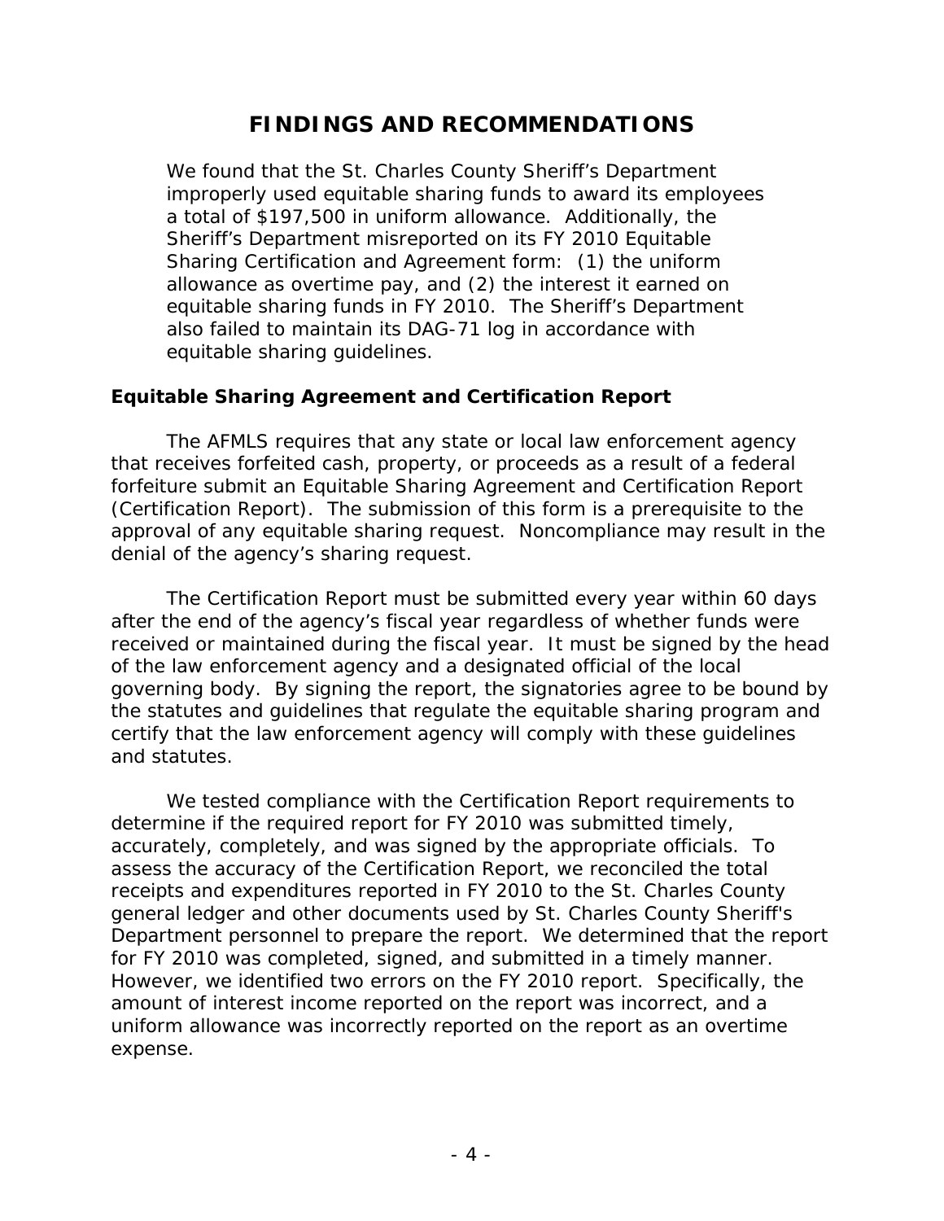# FINDINGS AND RECOMMENDATIONS

We found that the St. Charles County Sheriff's Department improperly used equitable sharing funds to award its employees a total of $197,500 in uniform allowance. Additionally, the Sheriff's Department misreported on its FY 2010 Equitable Sharing Certification and Agreement form: (1) the uniform allowance as overtime pay, and (2) the interest it earned on equitable sharing funds in FY 2010. The Sheriff's Department also failed to maintain its DAG-71 log in accordance with equitable sharing guidelines.

### Equitable Sharing Agreement and Certification Report

The AFMLS requires that any state or local law enforcement agency that receives forfeited cash, property, or proceeds as a result of a federal forfeiture submit an Equitable Sharing Agreement and Certification Report (Certification Report). The submission of this form is a prerequisite to the approval of any equitable sharing request. Noncompliance may result in the denial of the agency's sharing request.

The Certification Report must be submitted every year within 60 days after the end of the agency's fiscal year regardless of whether funds were received or maintained during the fiscal year. It must be signed by the head of the law enforcement agency and a designated official of the local governing body. By signing the report, the signatories agree to be bound by the statutes and guidelines that regulate the equitable sharing program and certify that the law enforcement agency will comply with these guidelines and statutes.

We tested compliance with the Certification Report requirements to determine if the required report for FY 2010 was submitted timely, accurately, completely, and was signed by the appropriate officials. To assess the accuracy of the Certification Report, we reconciled the total receipts and expenditures reported in FY 2010 to the St. Charles County general ledger and other documents used by St. Charles County Sheriff's Department personnel to prepare the report. We determined that the report for FY 2010 was completed, signed, and submitted in a timely manner. However, we identified two errors on the FY 2010 report. Specifically, the amount of interest income reported on the report was incorrect, and a uniform allowance was incorrectly reported on the report as an overtime expense.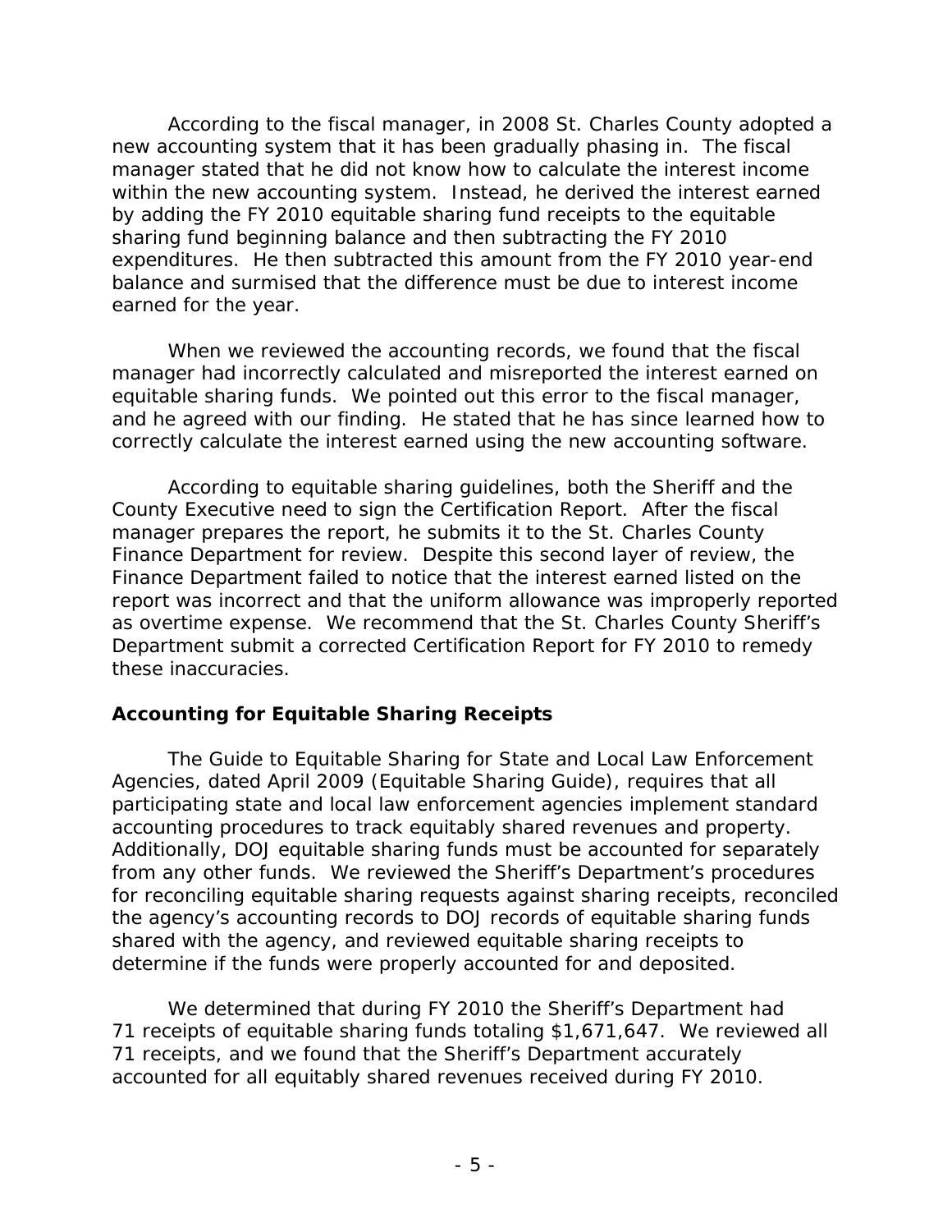According to the fiscal manager, in 2008 St. Charles County adopted a new accounting system that it has been gradually phasing in. The fiscal manager stated that he did not know how to calculate the interest income within the new accounting system. Instead, he derived the interest earned by adding the FY 2010 equitable sharing fund receipts to the equitable sharing fund beginning balance and then subtracting the FY 2010 expenditures. He then subtracted this amount from the FY 2010 year-end balance and surmised that the difference must be due to interest income earned for the year.

When we reviewed the accounting records, we found that the fiscal manager had incorrectly calculated and misreported the interest earned on equitable sharing funds. We pointed out this error to the fiscal manager, and he agreed with our finding. He stated that he has since learned how to correctly calculate the interest earned using the new accounting software.

According to equitable sharing guidelines, both the Sheriff and the County Executive need to sign the Certification Report. After the fiscal manager prepares the report, he submits it to the St. Charles County Finance Department for review. Despite this second layer of review, the Finance Department failed to notice that the interest earned listed on the report was incorrect and that the uniform allowance was improperly reported as overtime expense. We recommend that the St. Charles County Sheriff's Department submit a corrected Certification Report for FY 2010 to remedy these inaccuracies.

### Accounting for Equitable Sharing Receipts

The Guide to Equitable Sharing for State and Local Law Enforcement Agencies, dated April 2009 (Equitable Sharing Guide), requires that all participating state and local law enforcement agencies implement standard accounting procedures to track equitably shared revenues and property. Additionally, DOJ equitable sharing funds must be accounted for separately from any other funds. We reviewed the Sheriff's Department's procedures for reconciling equitable sharing requests against sharing receipts, reconciled the agency's accounting records to DOJ records of equitable sharing funds shared with the agency, and reviewed equitable sharing receipts to determine if the funds were properly accounted for and deposited.

We determined that during FY 2010 the Sheriff's Department had 71 receipts of equitable sharing funds totaling $1,671,647. We reviewed all 71 receipts, and we found that the Sheriff's Department accurately accounted for all equitably shared revenues received during FY 2010.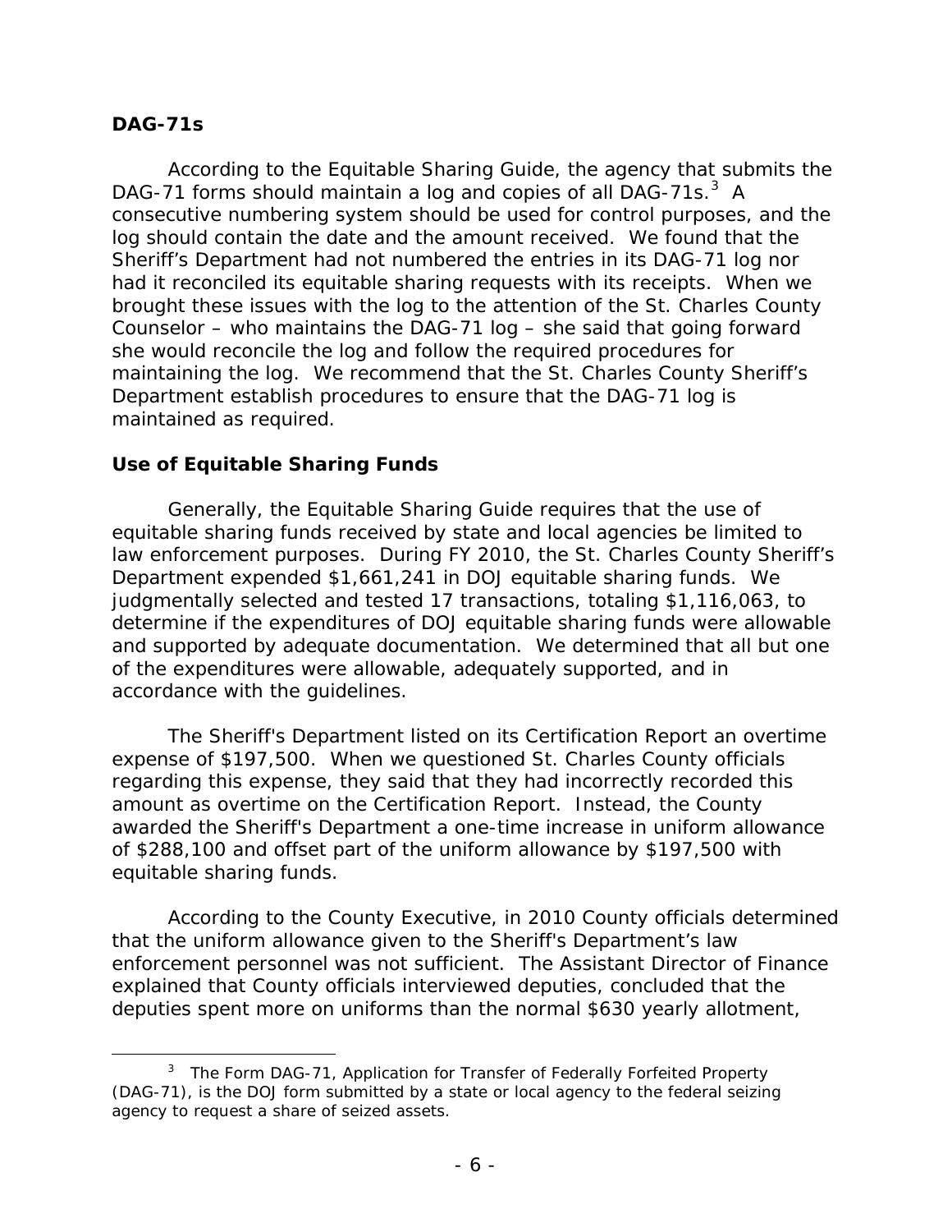### DAG-71s

According to the Equitable Sharing Guide, the agency that submits the DAG-71 forms should maintain a log and copies of all DAG-71s.[3] A consecutive numbering system should be used for control purposes, and the log should contain the date and the amount received. We found that the Sheriff's Department had not numbered the entries in its DAG-71 log nor had it reconciled its equitable sharing requests with its receipts. When we brought these issues with the log to the attention of the St. Charles County Counselor – who maintains the DAG-71 log – she said that going forward she would reconcile the log and follow the required procedures for maintaining the log. We recommend that the St. Charles County Sheriff's Department establish procedures to ensure that the DAG-71 log is maintained as required.

### Use of Equitable Sharing Funds

Generally, the Equitable Sharing Guide requires that the use of equitable sharing funds received by state and local agencies be limited to law enforcement purposes. During FY 2010, the St. Charles County Sheriff's Department expended $1,661,241 in DOJ equitable sharing funds. We judgmentally selected and tested 17 transactions, totaling $1,116,063, to determine if the expenditures of DOJ equitable sharing funds were allowable and supported by adequate documentation. We determined that all but one of the expenditures were allowable, adequately supported, and in accordance with the guidelines.

The Sheriff's Department listed on its Certification Report an overtime expense of $197,500. When we questioned St. Charles County officials regarding this expense, they said that they had incorrectly recorded this amount as overtime on the Certification Report. Instead, the County awarded the Sheriff's Department a one-time increase in uniform allowance of $288,100 and offset part of the uniform allowance by $197,500 with equitable sharing funds.

According to the County Executive, in 2010 County officials determined that the uniform allowance given to the Sheriff's Department's law enforcement personnel was not sufficient. The Assistant Director of Finance explained that County officials interviewed deputies, concluded that the deputies spent more on uniforms than the normal $630 yearly allotment,

---

[3] The Form DAG-71, Application for Transfer of Federally Forfeited Property (DAG-71), is the DOJ form submitted by a state or local agency to the federal seizing agency to request a share of seized assets.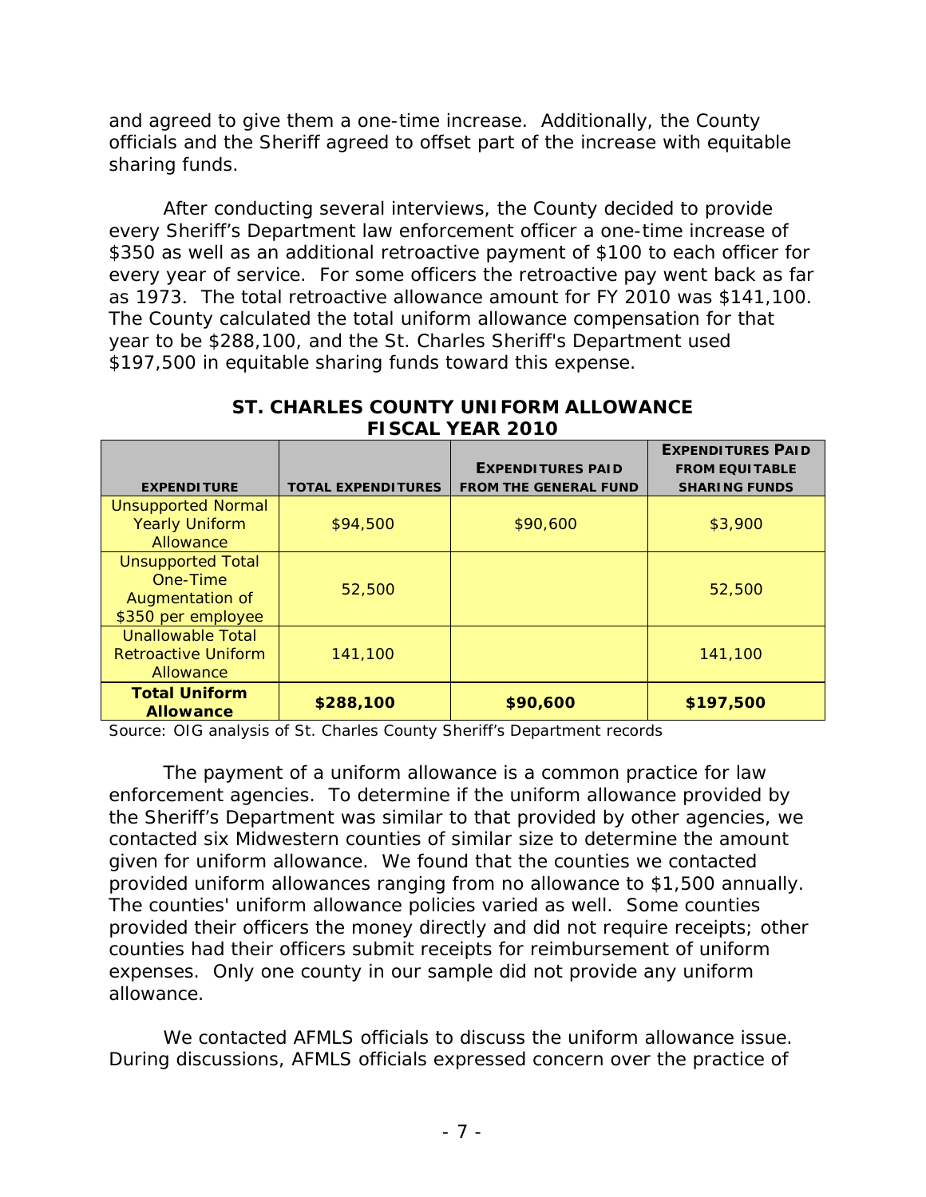and agreed to give them a one-time increase. Additionally, the County officials and the Sheriff agreed to offset part of the increase with equitable sharing funds.

After conducting several interviews, the County decided to provide every Sheriff's Department law enforcement officer a one-time increase of $350 as well as an additional retroactive payment of $100 to each officer for every year of service. For some officers the retroactive pay went back as far as 1973. The total retroactive allowance amount for FY 2010 was $141,100. The County calculated the total uniform allowance compensation for that year to be $288,100, and the St. Charles Sheriff's Department used $197,500 in equitable sharing funds toward this expense.

**ST. CHARLES COUNTY UNIFORM ALLOWANCE FISCAL YEAR 2010**

| EXPENDITURE | TOTAL EXPENDITURES | EXPENDITURES PAID FROM THE GENERAL FUND | EXPENDITURES PAID FROM EQUITABLE SHARING FUNDS |
|---|---|---|---|
| Unsupported Normal Yearly Uniform Allowance | $94,500 | $90,600 | $3,900 |
| Unsupported Total One-Time Augmentation of $350 per employee | 52,500 | | 52,500 |
| Unallowable Total Retroactive Uniform Allowance | 141,100 | | 141,100 |
| **Total Uniform Allowance** | **$288,100** | **$90,600** | **$197,500** |

Source: OIG analysis of St. Charles County Sheriff's Department records

The payment of a uniform allowance is a common practice for law enforcement agencies. To determine if the uniform allowance provided by the Sheriff's Department was similar to that provided by other agencies, we contacted six Midwestern counties of similar size to determine the amount given for uniform allowance. We found that the counties we contacted provided uniform allowances ranging from no allowance to $1,500 annually. The counties' uniform allowance policies varied as well. Some counties provided their officers the money directly and did not require receipts; other counties had their officers submit receipts for reimbursement of uniform expenses. Only one county in our sample did not provide any uniform allowance.

We contacted AFMLS officials to discuss the uniform allowance issue. During discussions, AFMLS officials expressed concern over the practice of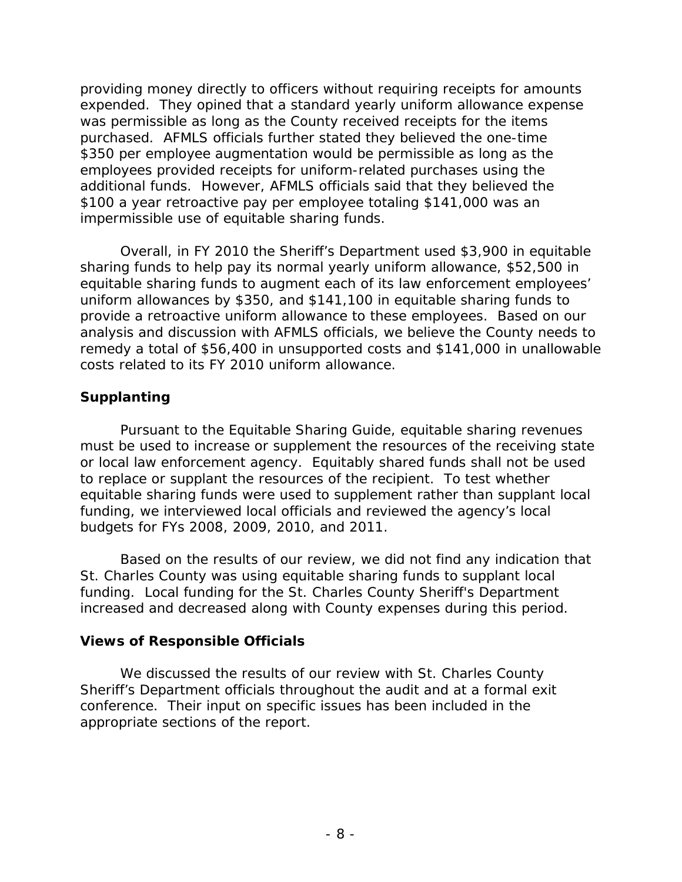providing money directly to officers without requiring receipts for amounts expended. They opined that a standard yearly uniform allowance expense was permissible as long as the County received receipts for the items purchased. AFMLS officials further stated they believed the one-time $350 per employee augmentation would be permissible as long as the employees provided receipts for uniform-related purchases using the additional funds. However, AFMLS officials said that they believed the $100 a year retroactive pay per employee totaling $141,000 was an impermissible use of equitable sharing funds.

Overall, in FY 2010 the Sheriff's Department used $3,900 in equitable sharing funds to help pay its normal yearly uniform allowance, $52,500 in equitable sharing funds to augment each of its law enforcement employees' uniform allowances by $350, and $141,100 in equitable sharing funds to provide a retroactive uniform allowance to these employees. Based on our analysis and discussion with AFMLS officials, we believe the County needs to remedy a total of $56,400 in unsupported costs and $141,000 in unallowable costs related to its FY 2010 uniform allowance.

### Supplanting

Pursuant to the Equitable Sharing Guide, equitable sharing revenues must be used to increase or supplement the resources of the receiving state or local law enforcement agency. Equitably shared funds shall not be used to replace or supplant the resources of the recipient. To test whether equitable sharing funds were used to supplement rather than supplant local funding, we interviewed local officials and reviewed the agency's local budgets for FYs 2008, 2009, 2010, and 2011.

Based on the results of our review, we did not find any indication that St. Charles County was using equitable sharing funds to supplant local funding. Local funding for the St. Charles County Sheriff's Department increased and decreased along with County expenses during this period.

### Views of Responsible Officials

We discussed the results of our review with St. Charles County Sheriff's Department officials throughout the audit and at a formal exit conference. Their input on specific issues has been included in the appropriate sections of the report.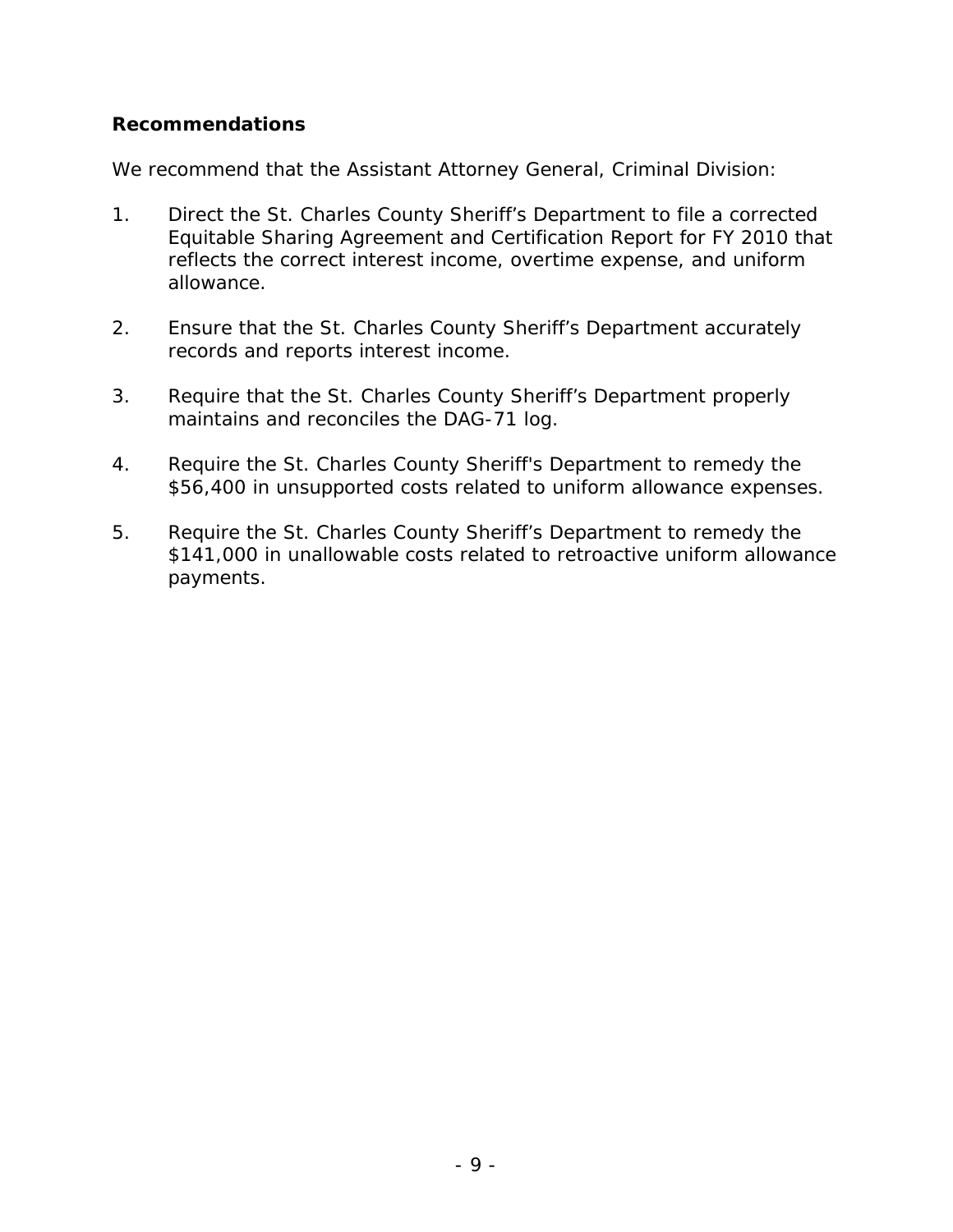### Recommendations

We recommend that the Assistant Attorney General, Criminal Division:

1. Direct the St. Charles County Sheriff's Department to file a corrected Equitable Sharing Agreement and Certification Report for FY 2010 that reflects the correct interest income, overtime expense, and uniform allowance.

2. Ensure that the St. Charles County Sheriff's Department accurately records and reports interest income.

3. Require that the St. Charles County Sheriff's Department properly maintains and reconciles the DAG-71 log.

4. Require the St. Charles County Sheriff's Department to remedy the $56,400 in unsupported costs related to uniform allowance expenses.

5. Require the St. Charles County Sheriff's Department to remedy the $141,000 in unallowable costs related to retroactive uniform allowance payments.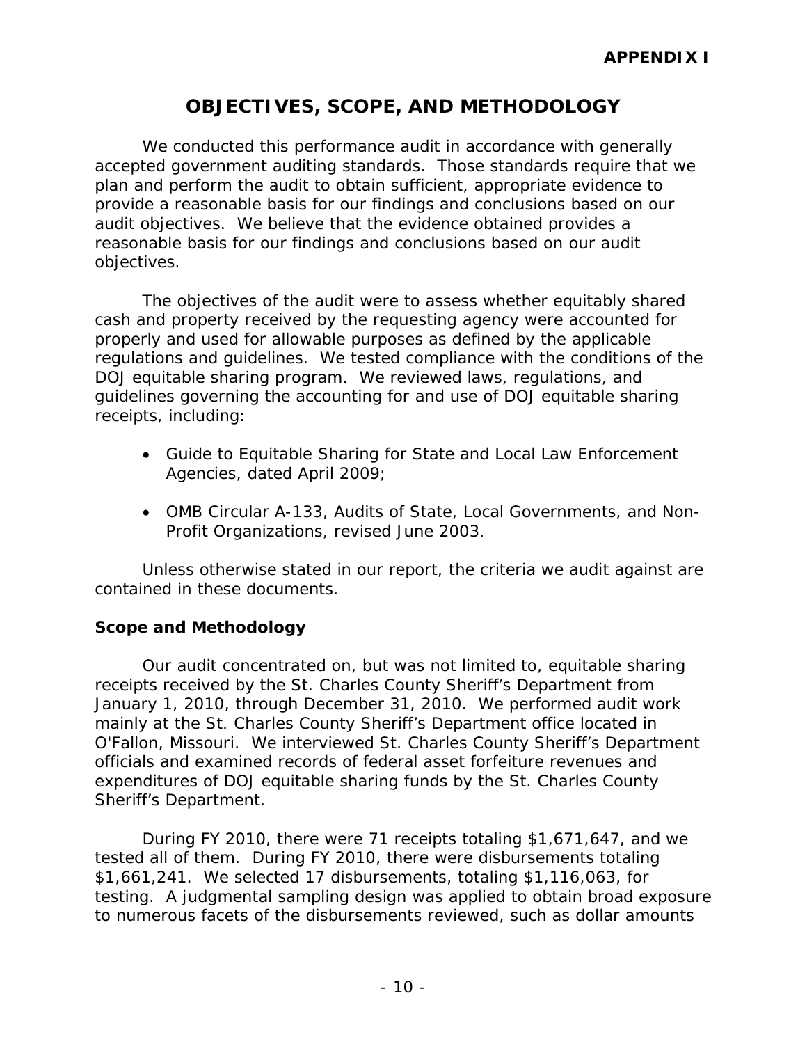**APPENDIX I**

# OBJECTIVES, SCOPE, AND METHODOLOGY

We conducted this performance audit in accordance with generally accepted government auditing standards. Those standards require that we plan and perform the audit to obtain sufficient, appropriate evidence to provide a reasonable basis for our findings and conclusions based on our audit objectives. We believe that the evidence obtained provides a reasonable basis for our findings and conclusions based on our audit objectives.

The objectives of the audit were to assess whether equitably shared cash and property received by the requesting agency were accounted for properly and used for allowable purposes as defined by the applicable regulations and guidelines. We tested compliance with the conditions of the DOJ equitable sharing program. We reviewed laws, regulations, and guidelines governing the accounting for and use of DOJ equitable sharing receipts, including:

- Guide to Equitable Sharing for State and Local Law Enforcement Agencies, dated April 2009;
- OMB Circular A-133, Audits of State, Local Governments, and Non-Profit Organizations, revised June 2003.

Unless otherwise stated in our report, the criteria we audit against are contained in these documents.

## Scope and Methodology

Our audit concentrated on, but was not limited to, equitable sharing receipts received by the St. Charles County Sheriff's Department from January 1, 2010, through December 31, 2010. We performed audit work mainly at the St. Charles County Sheriff's Department office located in O'Fallon, Missouri. We interviewed St. Charles County Sheriff's Department officials and examined records of federal asset forfeiture revenues and expenditures of DOJ equitable sharing funds by the St. Charles County Sheriff's Department.

During FY 2010, there were 71 receipts totaling $1,671,647, and we tested all of them. During FY 2010, there were disbursements totaling $1,661,241. We selected 17 disbursements, totaling $1,116,063, for testing. A judgmental sampling design was applied to obtain broad exposure to numerous facets of the disbursements reviewed, such as dollar amounts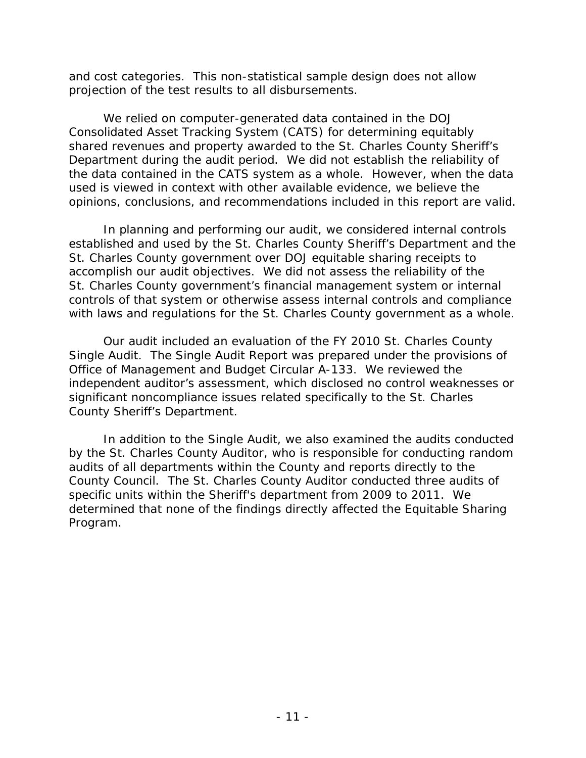and cost categories. This non-statistical sample design does not allow projection of the test results to all disbursements.

We relied on computer-generated data contained in the DOJ Consolidated Asset Tracking System (CATS) for determining equitably shared revenues and property awarded to the St. Charles County Sheriff's Department during the audit period. We did not establish the reliability of the data contained in the CATS system as a whole. However, when the data used is viewed in context with other available evidence, we believe the opinions, conclusions, and recommendations included in this report are valid.

In planning and performing our audit, we considered internal controls established and used by the St. Charles County Sheriff's Department and the St. Charles County government over DOJ equitable sharing receipts to accomplish our audit objectives. We did not assess the reliability of the St. Charles County government's financial management system or internal controls of that system or otherwise assess internal controls and compliance with laws and regulations for the St. Charles County government as a whole.

Our audit included an evaluation of the FY 2010 St. Charles County Single Audit. The Single Audit Report was prepared under the provisions of Office of Management and Budget Circular A-133. We reviewed the independent auditor's assessment, which disclosed no control weaknesses or significant noncompliance issues related specifically to the St. Charles County Sheriff's Department.

In addition to the Single Audit, we also examined the audits conducted by the St. Charles County Auditor, who is responsible for conducting random audits of all departments within the County and reports directly to the County Council. The St. Charles County Auditor conducted three audits of specific units within the Sheriff's department from 2009 to 2011. We determined that none of the findings directly affected the Equitable Sharing Program.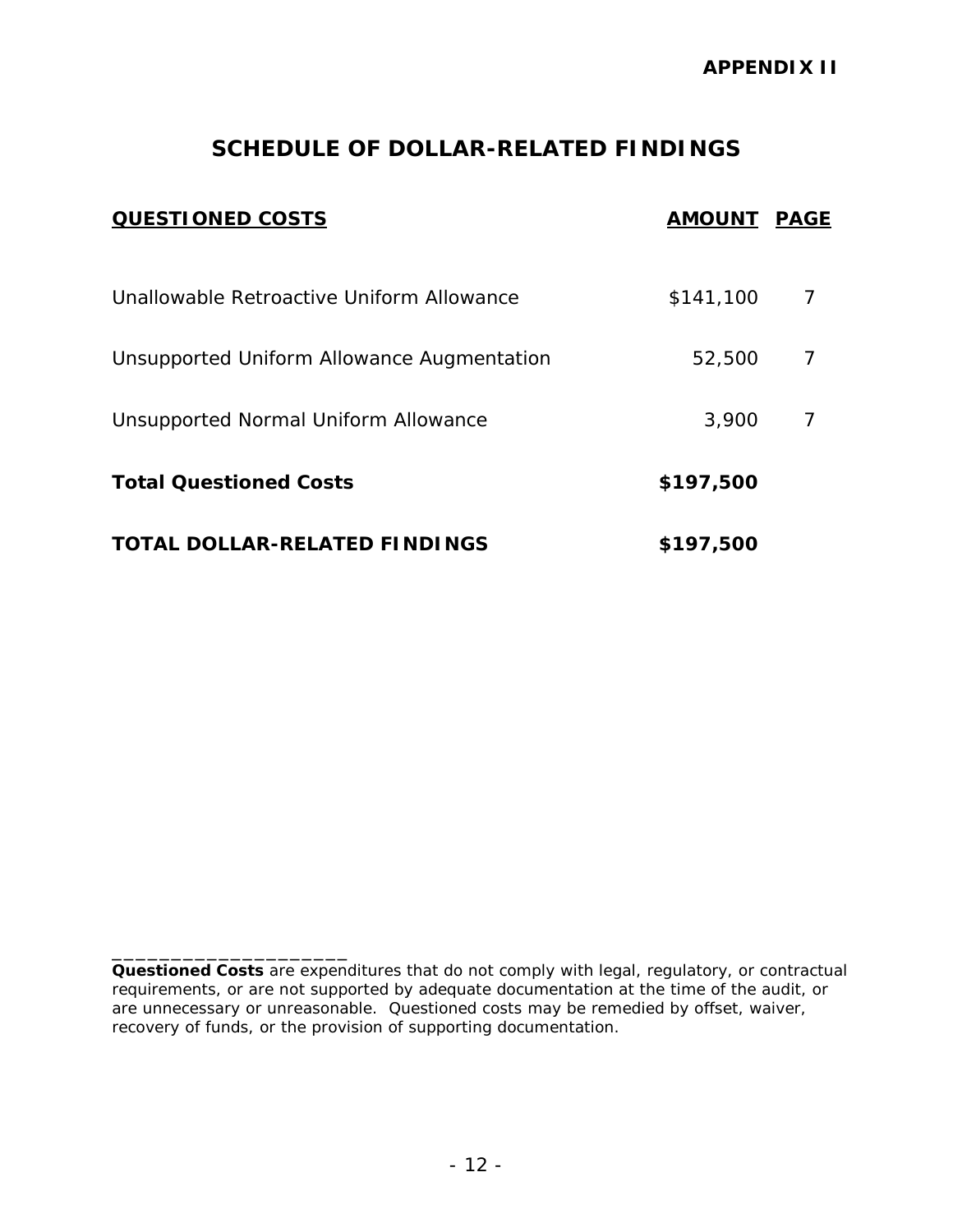**APPENDIX II**

# SCHEDULE OF DOLLAR-RELATED FINDINGS

| QUESTIONED COSTS | AMOUNT | PAGE |
|---|---|---|
| Unallowable Retroactive Uniform Allowance | $141,100 | 7 |
| Unsupported Uniform Allowance Augmentation | 52,500 | 7 |
| Unsupported Normal Uniform Allowance | 3,900 | 7 |
| **Total Questioned Costs** | **$197,500** | |
| **TOTAL DOLLAR-RELATED FINDINGS** | **$197,500** | |

---

**Questioned Costs** are expenditures that do not comply with legal, regulatory, or contractual requirements, or are not supported by adequate documentation at the time of the audit, or are unnecessary or unreasonable. Questioned costs may be remedied by offset, waiver, recovery of funds, or the provision of supporting documentation.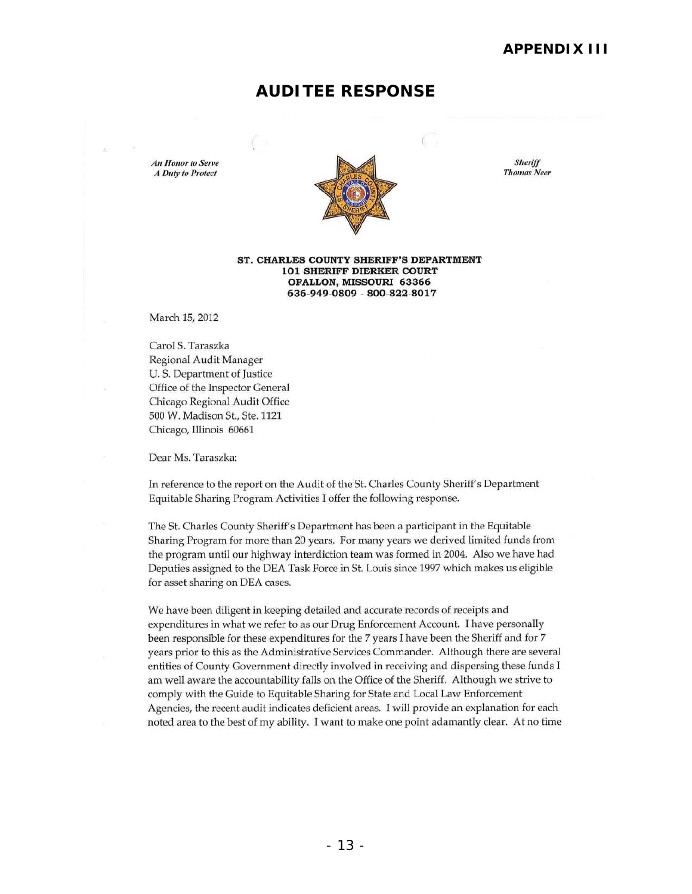**APPENDIX III**

## AUDITEE RESPONSE

*An Honor to Serve*
*A Duty to Protect*

*Sheriff*
*Thomas Neer*

**ST. CHARLES COUNTY SHERIFF'S DEPARTMENT**
**101 SHERIFF DIERKER COURT**
**OFALLON, MISSOURI 63366**
**636-949-0809 - 800-822-8017**

March 15, 2012

Carol S. Taraszka
Regional Audit Manager
U. S. Department of Justice
Office of the Inspector General
Chicago Regional Audit Office
500 W. Madison St., Ste. 1121
Chicago, Illinois 60661

Dear Ms. Taraszka:

In reference to the report on the Audit of the St. Charles County Sheriff's Department Equitable Sharing Program Activities I offer the following response.

The St. Charles County Sheriff's Department has been a participant in the Equitable Sharing Program for more than 20 years. For many years we derived limited funds from the program until our highway interdiction team was formed in 2004. Also we have had Deputies assigned to the DEA Task Force in St. Louis since 1997 which makes us eligible for asset sharing on DEA cases.

We have been diligent in keeping detailed and accurate records of receipts and expenditures in what we refer to as our Drug Enforcement Account. I have personally been responsible for these expenditures for the 7 years I have been the Sheriff and for 7 years prior to this as the Administrative Services Commander. Although there are several entities of County Government directly involved in receiving and dispersing these funds I am well aware the accountability falls on the Office of the Sheriff. Although we strive to comply with the Guide to Equitable Sharing for State and Local Law Enforcement Agencies, the recent audit indicates deficient areas. I will provide an explanation for each noted area to the best of my ability. I want to make one point adamantly clear. At no time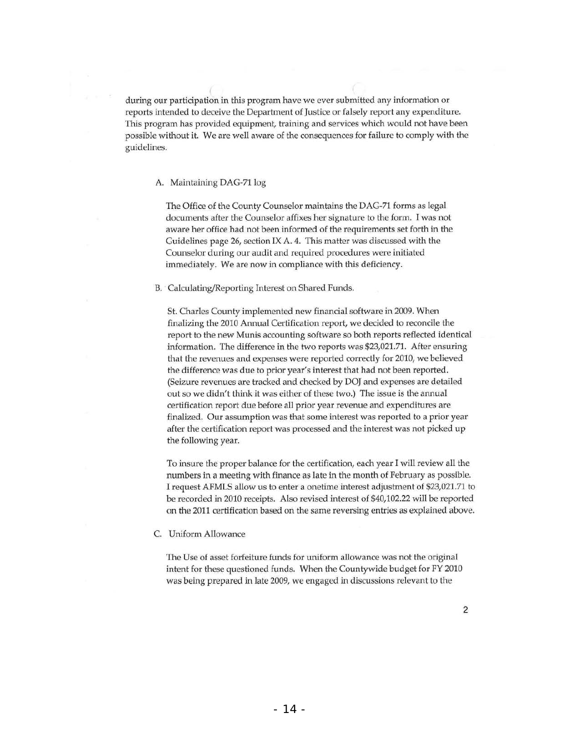during our participation in this program have we ever submitted any information or reports intended to deceive the Department of Justice or falsely report any expenditure. This program has provided equipment, training and services which would not have been possible without it. We are well aware of the consequences for failure to comply with the guidelines.

A. Maintaining DAG-71 log

The Office of the County Counselor maintains the DAG-71 forms as legal documents after the Counselor affixes her signature to the form. I was not aware her office had not been informed of the requirements set forth in the Guidelines page 26, section IX A. 4. This matter was discussed with the Counselor during our audit and required procedures were initiated immediately. We are now in compliance with this deficiency.

B. Calculating/Reporting Interest on Shared Funds.

St. Charles County implemented new financial software in 2009. When finalizing the 2010 Annual Certification report, we decided to reconcile the report to the new Munis accounting software so both reports reflected identical information. The difference in the two reports was $23,021.71. After ensuring that the revenues and expenses were reported correctly for 2010, we believed the difference was due to prior year's interest that had not been reported. (Seizure revenues are tracked and checked by DOJ and expenses are detailed out so we didn't think it was either of these two.) The issue is the annual certification report due before all prior year revenue and expenditures are finalized. Our assumption was that some interest was reported to a prior year after the certification report was processed and the interest was not picked up the following year.

To insure the proper balance for the certification, each year I will review all the numbers in a meeting with finance as late in the month of February as possible. I request AFMLS allow us to enter a onetime interest adjustment of $23,021.71 to be recorded in 2010 receipts. Also revised interest of $40,102.22 will be reported on the 2011 certification based on the same reversing entries as explained above.

C. Uniform Allowance

The Use of asset forfeiture funds for uniform allowance was not the original intent for these questioned funds. When the Countywide budget for FY 2010 was being prepared in late 2009, we engaged in discussions relevant to the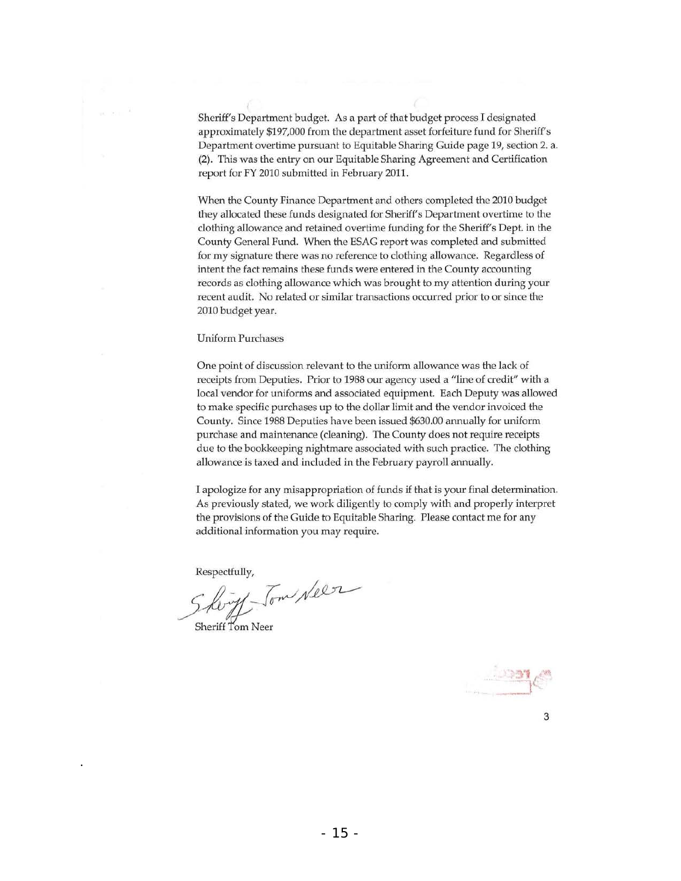Sheriff's Department budget. As a part of that budget process I designated approximately $197,000 from the department asset forfeiture fund for Sheriff's Department overtime pursuant to Equitable Sharing Guide page 19, section 2. a. (2). This was the entry on our Equitable Sharing Agreement and Certification report for FY 2010 submitted in February 2011.

When the County Finance Department and others completed the 2010 budget they allocated these funds designated for Sheriff's Department overtime to the clothing allowance and retained overtime funding for the Sheriff's Dept. in the County General Fund. When the ESAG report was completed and submitted for my signature there was no reference to clothing allowance. Regardless of intent the fact remains these funds were entered in the County accounting records as clothing allowance which was brought to my attention during your recent audit. No related or similar transactions occurred prior to or since the 2010 budget year.

Uniform Purchases

One point of discussion relevant to the uniform allowance was the lack of receipts from Deputies. Prior to 1988 our agency used a "line of credit" with a local vendor for uniforms and associated equipment. Each Deputy was allowed to make specific purchases up to the dollar limit and the vendor invoiced the County. Since 1988 Deputies have been issued $630.00 annually for uniform purchase and maintenance (cleaning). The County does not require receipts due to the bookkeeping nightmare associated with such practice. The clothing allowance is taxed and included in the February payroll annually.

I apologize for any misappropriation of funds if that is your final determination. As previously stated, we work diligently to comply with and properly interpret the provisions of the Guide to Equitable Sharing. Please contact me for any additional information you may require.

Respectfully,

Sheriff Tom Neer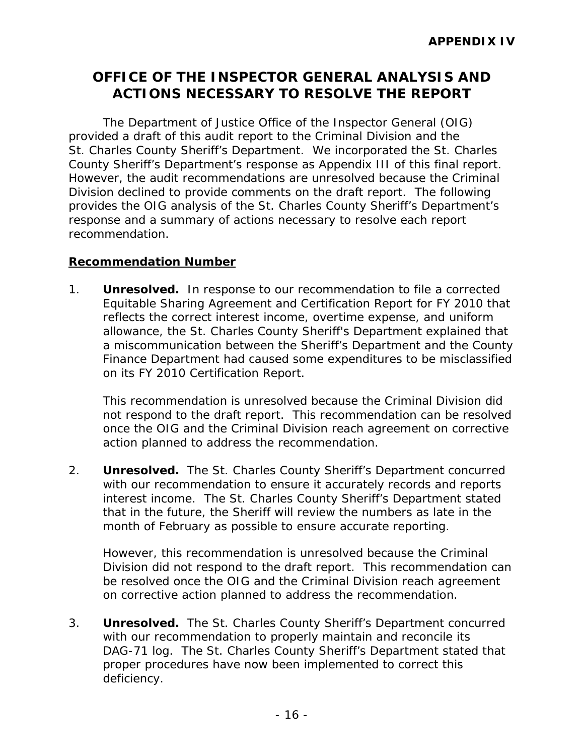**APPENDIX IV**

# OFFICE OF THE INSPECTOR GENERAL ANALYSIS AND ACTIONS NECESSARY TO RESOLVE THE REPORT

The Department of Justice Office of the Inspector General (OIG) provided a draft of this audit report to the Criminal Division and the St. Charles County Sheriff's Department. We incorporated the St. Charles County Sheriff's Department's response as Appendix III of this final report. However, the audit recommendations are unresolved because the Criminal Division declined to provide comments on the draft report. The following provides the OIG analysis of the St. Charles County Sheriff's Department's response and a summary of actions necessary to resolve each report recommendation.

**Recommendation Number**

1. **Unresolved.** In response to our recommendation to file a corrected Equitable Sharing Agreement and Certification Report for FY 2010 that reflects the correct interest income, overtime expense, and uniform allowance, the St. Charles County Sheriff's Department explained that a miscommunication between the Sheriff's Department and the County Finance Department had caused some expenditures to be misclassified on its FY 2010 Certification Report.

   This recommendation is unresolved because the Criminal Division did not respond to the draft report. This recommendation can be resolved once the OIG and the Criminal Division reach agreement on corrective action planned to address the recommendation.

2. **Unresolved.** The St. Charles County Sheriff's Department concurred with our recommendation to ensure it accurately records and reports interest income. The St. Charles County Sheriff's Department stated that in the future, the Sheriff will review the numbers as late in the month of February as possible to ensure accurate reporting.

   However, this recommendation is unresolved because the Criminal Division did not respond to the draft report. This recommendation can be resolved once the OIG and the Criminal Division reach agreement on corrective action planned to address the recommendation.

3. **Unresolved.** The St. Charles County Sheriff's Department concurred with our recommendation to properly maintain and reconcile its DAG-71 log. The St. Charles County Sheriff's Department stated that proper procedures have now been implemented to correct this deficiency.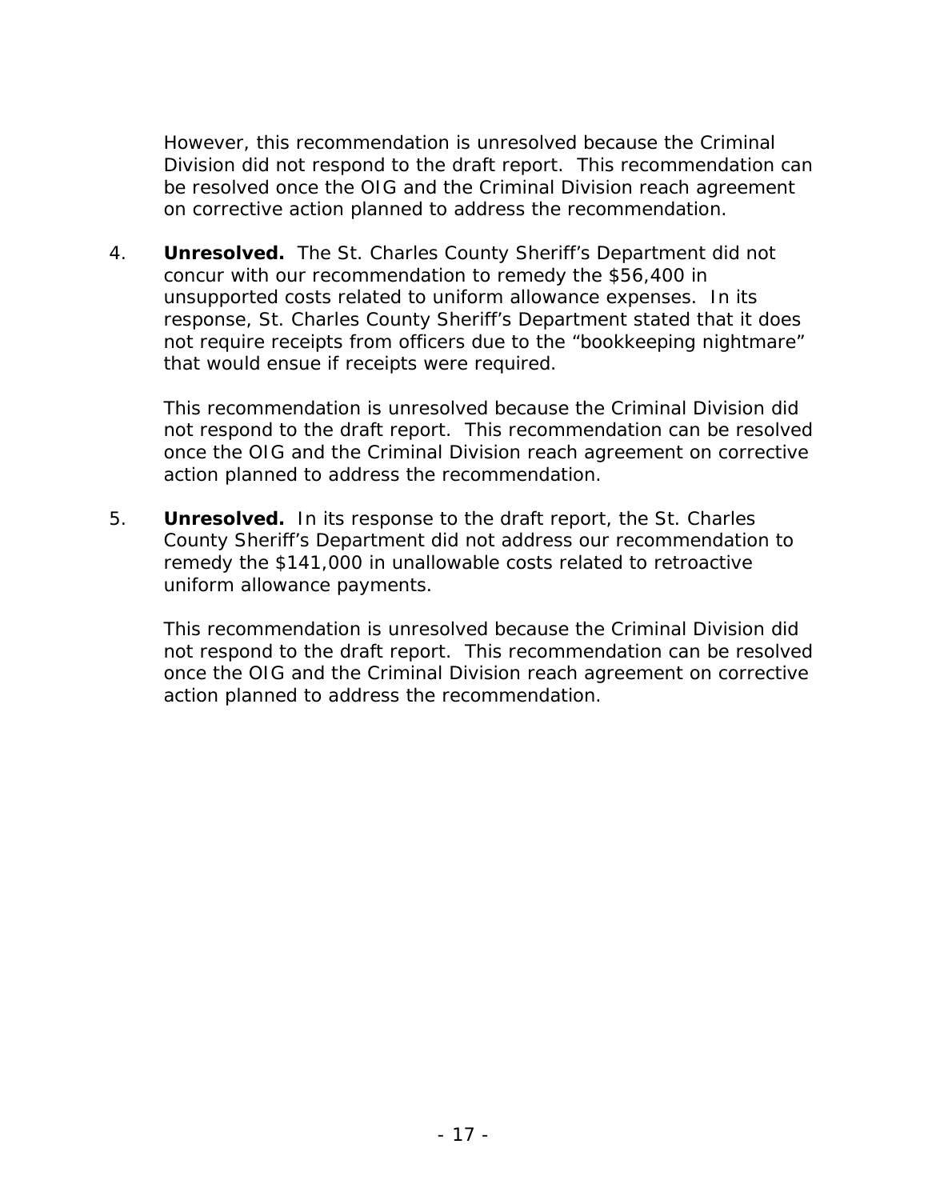However, this recommendation is unresolved because the Criminal Division did not respond to the draft report. This recommendation can be resolved once the OIG and the Criminal Division reach agreement on corrective action planned to address the recommendation.

4. **Unresolved.** The St. Charles County Sheriff's Department did not concur with our recommendation to remedy the $56,400 in unsupported costs related to uniform allowance expenses. In its response, St. Charles County Sheriff's Department stated that it does not require receipts from officers due to the "bookkeeping nightmare" that would ensue if receipts were required.

   This recommendation is unresolved because the Criminal Division did not respond to the draft report. This recommendation can be resolved once the OIG and the Criminal Division reach agreement on corrective action planned to address the recommendation.

5. **Unresolved.** In its response to the draft report, the St. Charles County Sheriff's Department did not address our recommendation to remedy the $141,000 in unallowable costs related to retroactive uniform allowance payments.

   This recommendation is unresolved because the Criminal Division did not respond to the draft report. This recommendation can be resolved once the OIG and the Criminal Division reach agreement on corrective action planned to address the recommendation.